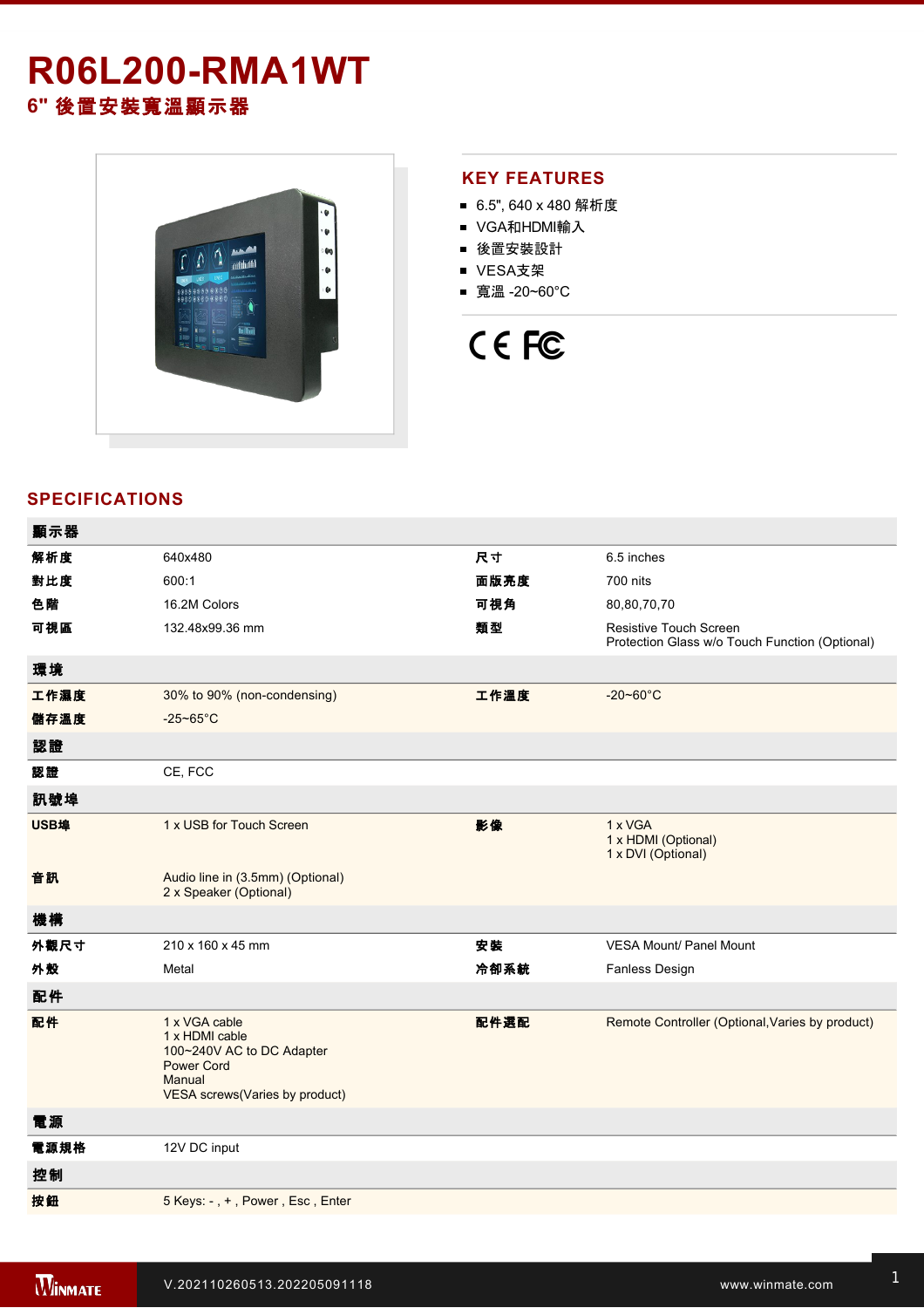# R06L200-RMA1WT

## 6" 後置安裝寬溫顯示器

## KEY FEATURES

- 6.5", 640 x 480 解析度
- VGA和HDMI輸入
- 後置安裝設計
- VESA支架
- 寬溫 -20~60°C

## SPECIFICATIONS

| 顯示器 | | | |
|---|---|---|---|
| 解析度 | 640x480 | 尺寸 | 6.5 inches |
| 對比度 | 600:1 | 面版亮度 | 700 nits |
| 色階 | 16.2M Colors | 可視角 | 80,80,70,70 |
| 可視區 | 132.48x99.36 mm | 類型 | Resistive Touch Screen<br>Protection Glass w/o Touch Function (Optional) |
| **環境** | | | |
| 工作濕度 | 30% to 90% (non-condensing) | 工作溫度 | -20~60°C |
| 儲存溫度 | -25~65°C | | |
| **認證** | | | |
| 認證 | CE, FCC | | |
| **訊號埠** | | | |
| USB埠 | 1 x USB for Touch Screen | 影像 | 1 x VGA<br>1 x HDMI (Optional)<br>1 x DVI (Optional) |
| 音訊 | Audio line in (3.5mm) (Optional)<br>2 x Speaker (Optional) | | |
| **機構** | | | |
| 外觀尺寸 | 210 x 160 x 45 mm | 安裝 | VESA Mount/ Panel Mount |
| 外殼 | Metal | 冷卻系統 | Fanless Design |
| **配件** | | | |
| 配件 | 1 x VGA cable<br>1 x HDMI cable<br>100~240V AC to DC Adapter<br>Power Cord<br>Manual<br>VESA screws(Varies by product) | 配件選配 | Remote Controller (Optional,Varies by product) |
| **電源** | | | |
| 電源規格 | 12V DC input | | |
| **控制** | | | |
| 按鈕 | 5 Keys: - , + , Power , Esc , Enter | | |

V.202110260513.202205091118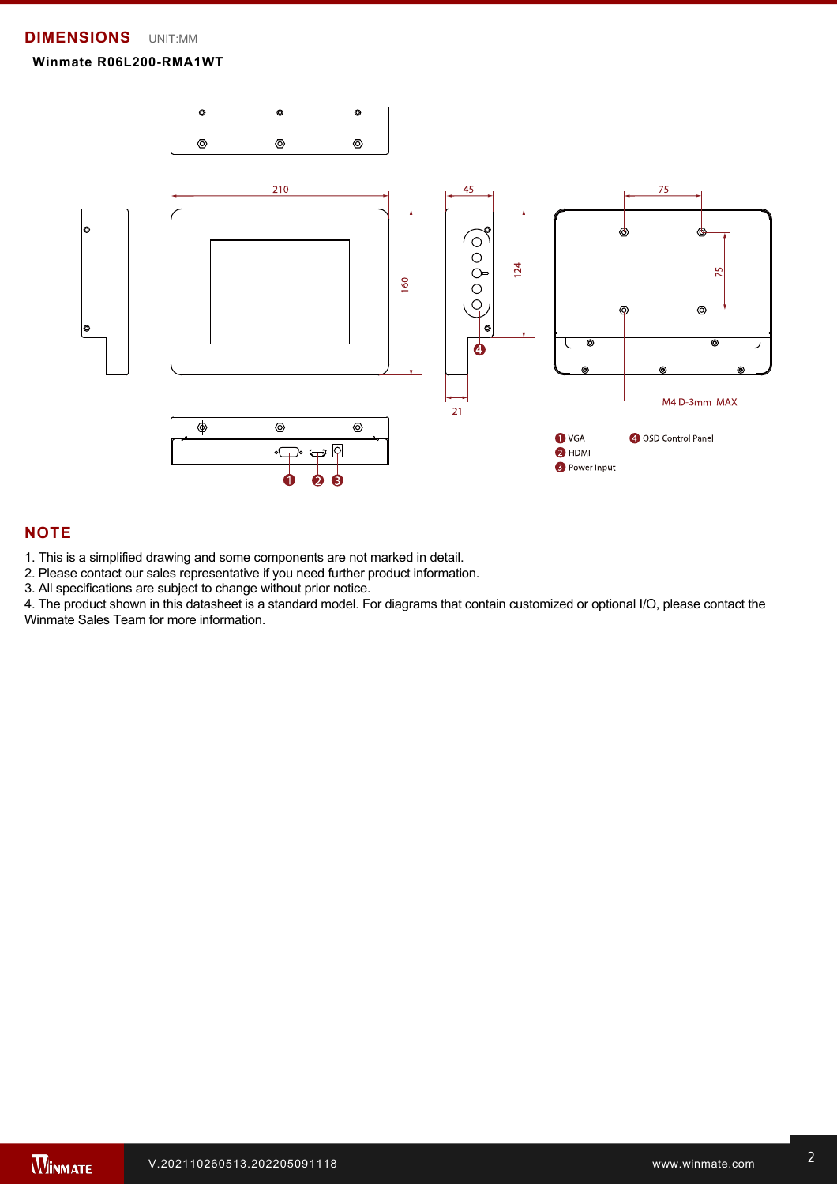## DIMENSIONS UNIT:MM

**Winmate R06L200-RMA1WT**

210

160

45

124

21

75

75

M4 D-3mm MAX

1 VGA

2 HDMI

3 Power Input

4 OSD Control Panel

## NOTE

1. This is a simplified drawing and some components are not marked in detail.
2. Please contact our sales representative if you need further product information.
3. All specifications are subject to change without prior notice.
4. The product shown in this datasheet is a standard model. For diagrams that contain customized or optional I/O, please contact the Winmate Sales Team for more information.